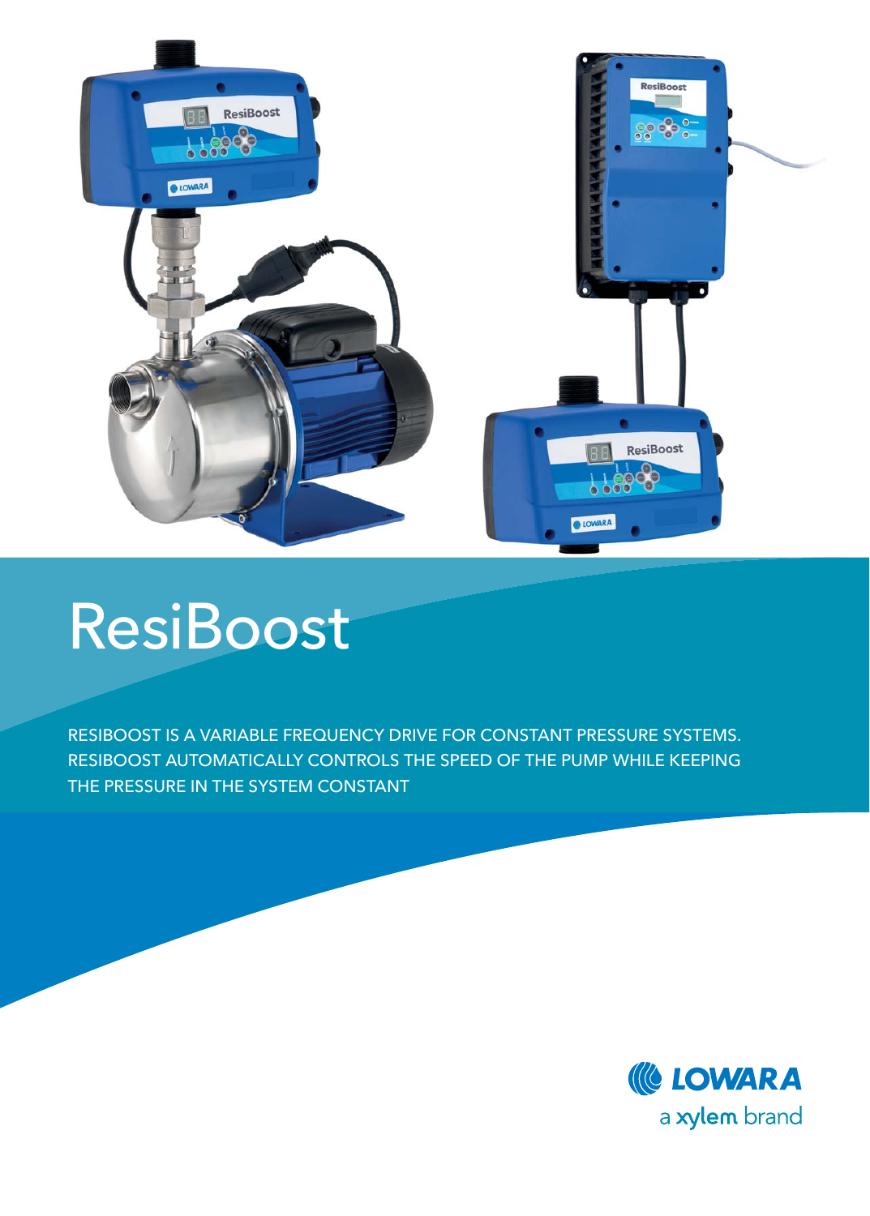# ResiBoost

RESIBOOST IS A VARIABLE FREQUENCY DRIVE FOR CONSTANT PRESSURE SYSTEMS. RESIBOOST AUTOMATICALLY CONTROLS THE SPEED OF THE PUMP WHILE KEEPING THE PRESSURE IN THE SYSTEM CONSTANT

LOWARA

a xylem brand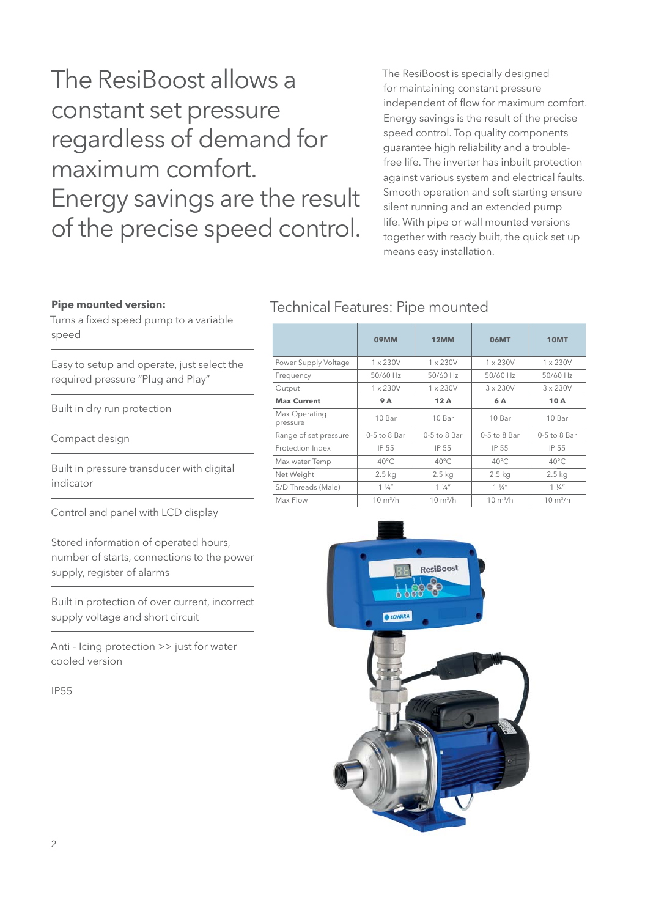# The ResiBoost allows a constant set pressure regardless of demand for maximum comfort. Energy savings are the result of the precise speed control.

The ResiBoost is specially designed for maintaining constant pressure independent of flow for maximum comfort. Energy savings is the result of the precise speed control. Top quality components guarantee high reliability and a trouble-free life. The inverter has inbuilt protection against various system and electrical faults. Smooth operation and soft starting ensure silent running and an extended pump life. With pipe or wall mounted versions together with ready built, the quick set up means easy installation.

**Pipe mounted version:**

Turns a fixed speed pump to a variable speed

Easy to setup and operate, just select the required pressure "Plug and Play"

Built in dry run protection

Compact design

Built in pressure transducer with digital indicator

Control and panel with LCD display

Stored information of operated hours, number of starts, connections to the power supply, register of alarms

Built in protection of over current, incorrect supply voltage and short circuit

Anti - Icing protection >> just for water cooled version

IP55

## Technical Features: Pipe mounted

| | 09MM | 12MM | 06MT | 10MT |
|---|---|---|---|---|
| Power Supply Voltage | 1 x 230V | 1 x 230V | 1 x 230V | 1 x 230V |
| Frequency | 50/60 Hz | 50/60 Hz | 50/60 Hz | 50/60 Hz |
| Output | 1 x 230V | 1 x 230V | 3 x 230V | 3 x 230V |
| **Max Current** | **9 A** | **12 A** | **6 A** | **10 A** |
| Max Operating pressure | 10 Bar | 10 Bar | 10 Bar | 10 Bar |
| Range of set pressure | 0-5 to 8 Bar | 0-5 to 8 Bar | 0-5 to 8 Bar | 0-5 to 8 Bar |
| Protection Index | IP 55 | IP 55 | IP 55 | IP 55 |
| Max water Temp | 40°C | 40°C | 40°C | 40°C |
| Net Weight | 2.5 kg | 2.5 kg | 2.5 kg | 2.5 kg |
| S/D Threads (Male) | 1 ¼" | 1 ¼" | 1 ¼" | 1 ¼" |
| Max Flow | 10 m³/h | 10 m³/h | 10 m³/h | 10 m³/h |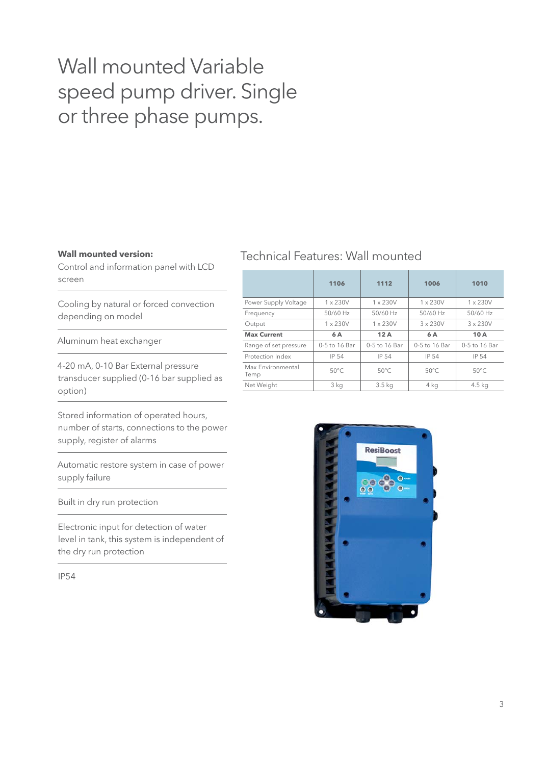# Wall mounted Variable speed pump driver. Single or three phase pumps.

**Wall mounted version:**

Control and information panel with LCD screen

Cooling by natural or forced convection depending on model

Aluminum heat exchanger

4-20 mA, 0-10 Bar External pressure transducer supplied (0-16 bar supplied as option)

Stored information of operated hours, number of starts, connections to the power supply, register of alarms

Automatic restore system in case of power supply failure

Built in dry run protection

Electronic input for detection of water level in tank, this system is independent of the dry run protection

IP54

## Technical Features: Wall mounted

| | 1106 | 1112 | 1006 | 1010 |
|---|---|---|---|---|
| Power Supply Voltage | 1 x 230V | 1 x 230V | 1 x 230V | 1 x 230V |
| Frequency | 50/60 Hz | 50/60 Hz | 50/60 Hz | 50/60 Hz |
| Output | 1 x 230V | 1 x 230V | 3 x 230V | 3 x 230V |
| **Max Current** | **6 A** | **12 A** | **6 A** | **10 A** |
| Range of set pressure | 0-5 to 16 Bar | 0-5 to 16 Bar | 0-5 to 16 Bar | 0-5 to 16 Bar |
| Protection Index | IP 54 | IP 54 | IP 54 | IP 54 |
| Max Environmental Temp | 50°C | 50°C | 50°C | 50°C |
| Net Weight | 3 kg | 3.5 kg | 4 kg | 4.5 kg |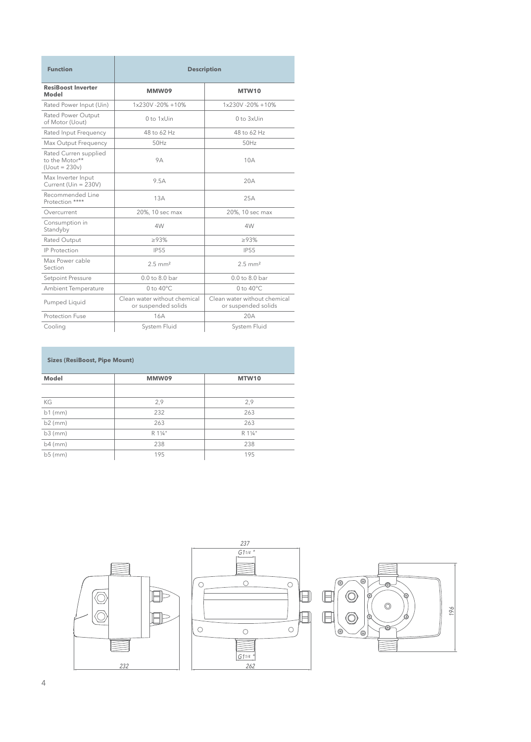| Function | Description | |
|---|---|---|
| **ResiBoost Inverter Model** | **MMW09** | **MTW10** |
| Rated Power Input (Uin) | 1x230V -20% +10% | 1x230V -20% +10% |
| Rated Power Output of Motor (Uout) | 0 to 1xUin | 0 to 3xUin |
| Rated Input Frequency | 48 to 62 Hz | 48 to 62 Hz |
| Max Output Frequency | 50Hz | 50Hz |
| Rated Curren supplied to the Motor** (Uout = 230v) | 9A | 10A |
| Max Inverter Input Current (Uin = 230V) | 9.5A | 20A |
| Recommended Line Protection **** | 13A | 25A |
| Overcurrent | 20%, 10 sec max | 20%, 10 sec max |
| Consumption in Standyby | 4W | 4W |
| Rated Output | ≥93% | ≥93% |
| IP Protection | IP55 | IP55 |
| Max Power cable Section | 2.5 mm² | 2.5 mm² |
| Setpoint Pressure | 0.0 to 8.0 bar | 0.0 to 8.0 bar |
| Ambient Temperature | 0 to 40°C | 0 to 40°C |
| Pumped Liquid | Clean water without chemical or suspended solids | Clean water without chemical or suspended solids |
| Protection Fuse | 16A | 20A |
| Cooling | System Fluid | System Fluid |

**Sizes (ResiBoost, Pipe Mount)**

| **Model** | **MMW09** | **MTW10** |
|---|---|---|
| | | |
| KG | 2,9 | 2,9 |
| b1 (mm) | 232 | 263 |
| b2 (mm) | 263 | 263 |
| b3 (mm) | R 1¼" | R 1¼" |
| b4 (mm) | 238 | 238 |
| b5 (mm) | 195 | 195 |

237

G1¼ "

196

G1¼ "

232

262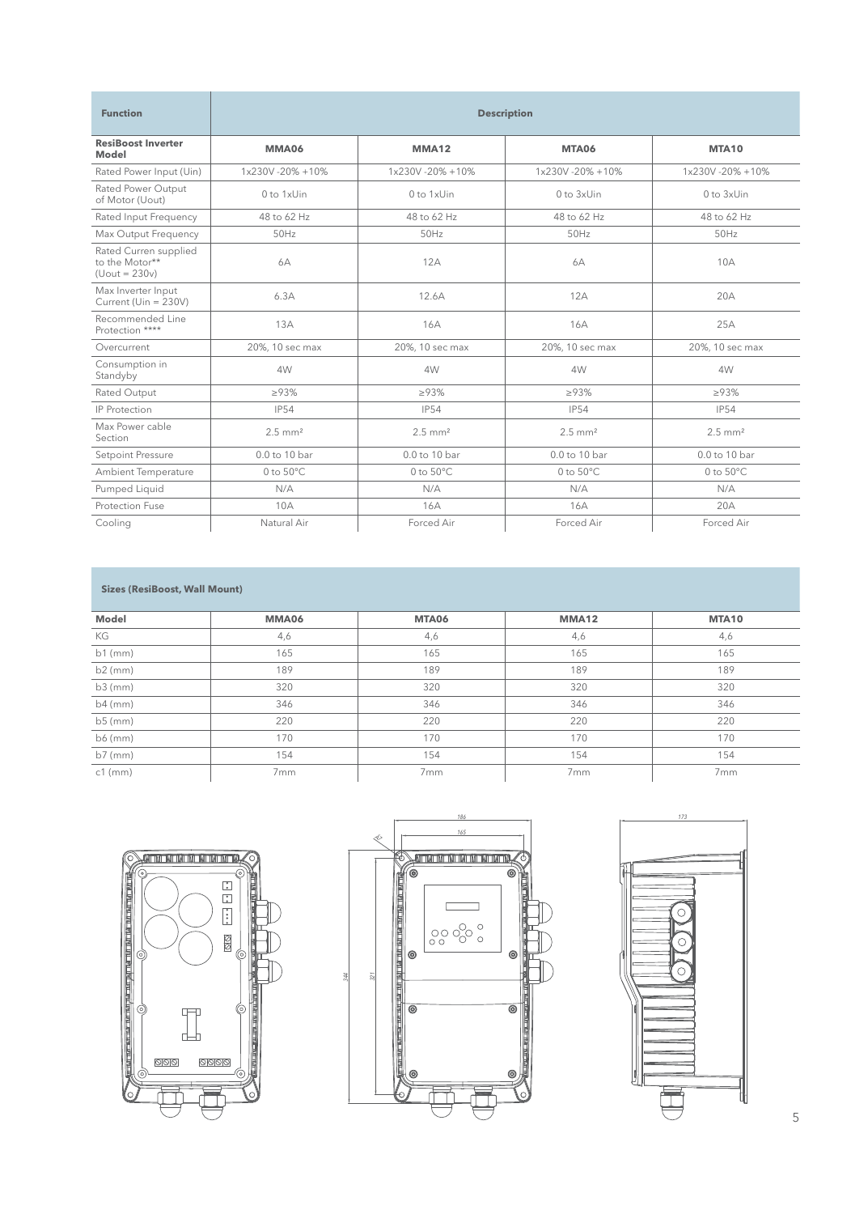| **Function** | **Description** | | | |
|---|---|---|---|---|
| **ResiBoost Inverter Model** | **MMA06** | **MMA12** | **MTA06** | **MTA10** |
| Rated Power Input (Uin) | 1x230V -20% +10% | 1x230V -20% +10% | 1x230V -20% +10% | 1x230V -20% +10% |
| Rated Power Output of Motor (Uout) | 0 to 1xUin | 0 to 1xUin | 0 to 3xUin | 0 to 3xUin |
| Rated Input Frequency | 48 to 62 Hz | 48 to 62 Hz | 48 to 62 Hz | 48 to 62 Hz |
| Max Output Frequency | 50Hz | 50Hz | 50Hz | 50Hz |
| Rated Curren supplied to the Motor** (Uout = 230v) | 6A | 12A | 6A | 10A |
| Max Inverter Input Current (Uin = 230V) | 6.3A | 12.6A | 12A | 20A |
| Recommended Line Protection **** | 13A | 16A | 16A | 25A |
| Overcurrent | 20%, 10 sec max | 20%, 10 sec max | 20%, 10 sec max | 20%, 10 sec max |
| Consumption in Standyby | 4W | 4W | 4W | 4W |
| Rated Output | ≥93% | ≥93% | ≥93% | ≥93% |
| IP Protection | IP54 | IP54 | IP54 | IP54 |
| Max Power cable Section | 2.5 mm² | 2.5 mm² | 2.5 mm² | 2.5 mm² |
| Setpoint Pressure | 0.0 to 10 bar | 0.0 to 10 bar | 0.0 to 10 bar | 0.0 to 10 bar |
| Ambient Temperature | 0 to 50°C | 0 to 50°C | 0 to 50°C | 0 to 50°C |
| Pumped Liquid | N/A | N/A | N/A | N/A |
| Protection Fuse | 10A | 16A | 16A | 20A |
| Cooling | Natural Air | Forced Air | Forced Air | Forced Air |

**Sizes (ResiBoost, Wall Mount)**

| **Model** | **MMA06** | **MTA06** | **MMA12** | **MTA10** |
|---|---|---|---|---|
| KG | 4,6 | 4,6 | 4,6 | 4,6 |
| b1 (mm) | 165 | 165 | 165 | 165 |
| b2 (mm) | 189 | 189 | 189 | 189 |
| b3 (mm) | 320 | 320 | 320 | 320 |
| b4 (mm) | 346 | 346 | 346 | 346 |
| b5 (mm) | 220 | 220 | 220 | 220 |
| b6 (mm) | 170 | 170 | 170 | 170 |
| b7 (mm) | 154 | 154 | 154 | 154 |
| c1 (mm) | 7mm | 7mm | 7mm | 7mm |

186
165
346
321
173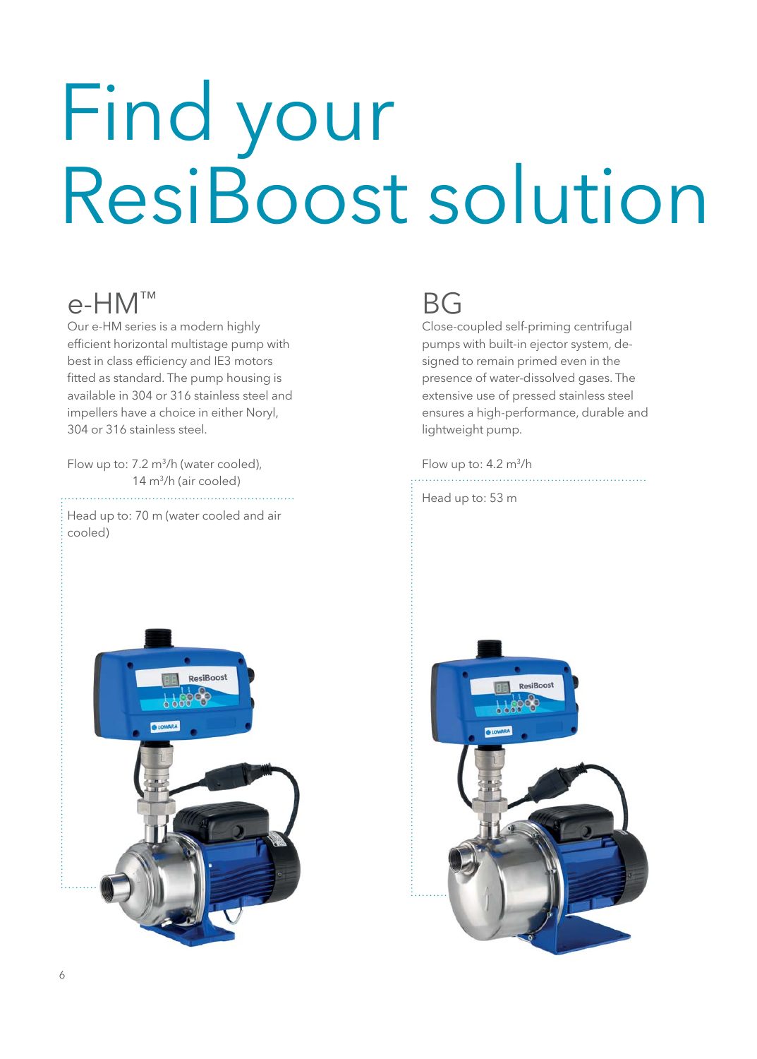# Find your ResiBoost solution

## e-HM™

Our e-HM series is a modern highly efficient horizontal multistage pump with best in class efficiency and IE3 motors fitted as standard. The pump housing is available in 304 or 316 stainless steel and impellers have a choice in either Noryl, 304 or 316 stainless steel.

Flow up to: 7.2 $m^3$/h (water cooled), 14 $m^3$/h (air cooled)

Head up to: 70 m (water cooled and air cooled)

## BG

Close-coupled self-priming centrifugal pumps with built-in ejector system, designed to remain primed even in the presence of water-dissolved gases. The extensive use of pressed stainless steel ensures a high-performance, durable and lightweight pump.

Flow up to: 4.2 $m^3$/h

Head up to: 53 m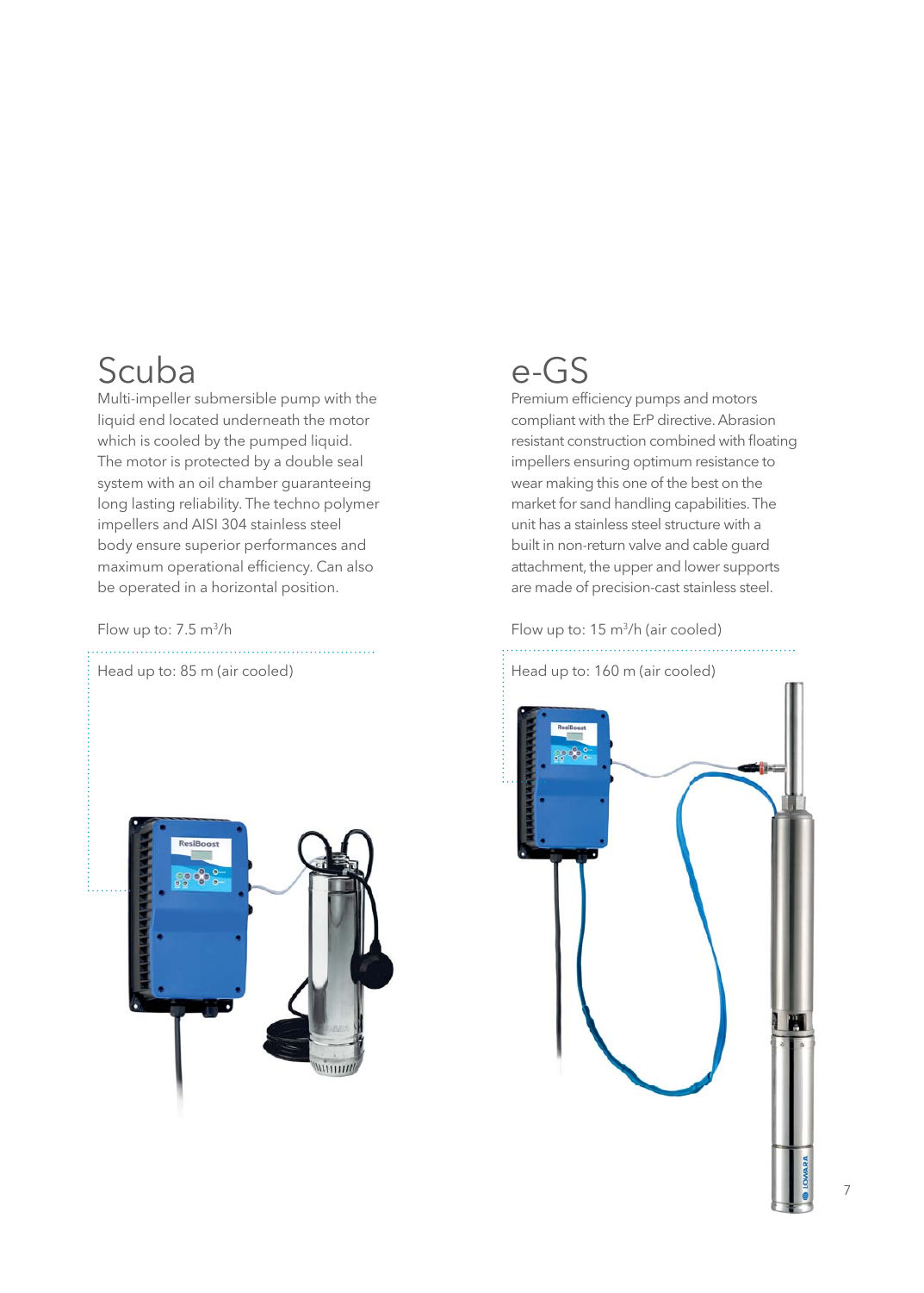# Scuba

Multi-impeller submersible pump with the liquid end located underneath the motor which is cooled by the pumped liquid. The motor is protected by a double seal system with an oil chamber guaranteeing long lasting reliability. The techno polymer impellers and AISI 304 stainless steel body ensure superior performances and maximum operational efficiency. Can also be operated in a horizontal position.

Flow up to: 7.5 $m^3/h$

Head up to: 85 m (air cooled)

# e-GS

Premium efficiency pumps and motors compliant with the ErP directive. Abrasion resistant construction combined with floating impellers ensuring optimum resistance to wear making this one of the best on the market for sand handling capabilities. The unit has a stainless steel structure with a built in non-return valve and cable guard attachment, the upper and lower supports are made of precision-cast stainless steel.

Flow up to: 15 $m^3/h$ (air cooled)

Head up to: 160 m (air cooled)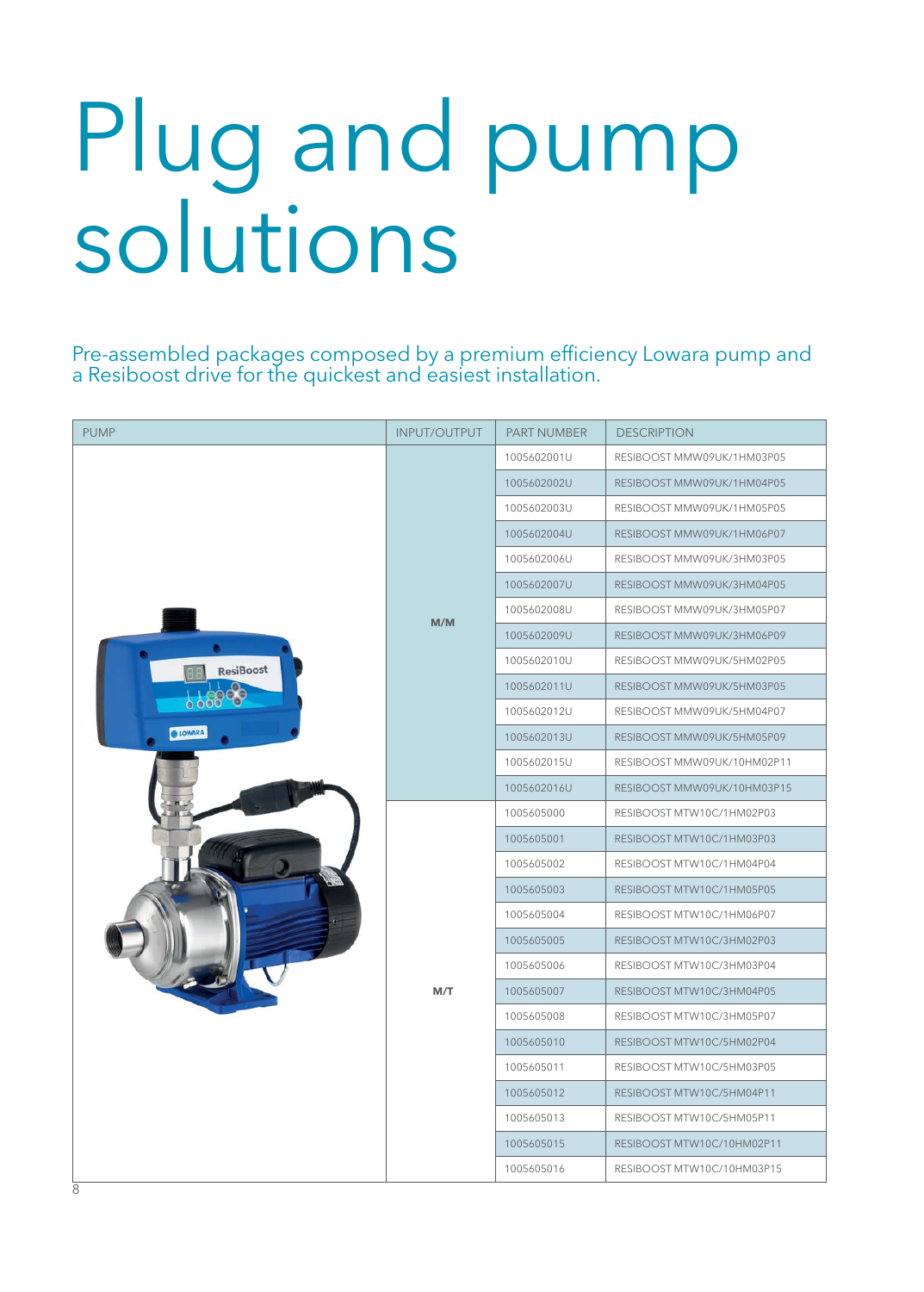# Plug and pump solutions

Pre-assembled packages composed by a premium efficiency Lowara pump and a Resiboost drive for the quickest and easiest installation.

| PUMP | INPUT/OUTPUT | PART NUMBER | DESCRIPTION |
|---|---|---|---|
| | M/M | 1005602001U | RESIBOOST MMW09UK/1HM03P05 |
| | | 1005602002U | RESIBOOST MMW09UK/1HM04P05 |
| | | 1005602003U | RESIBOOST MMW09UK/1HM05P05 |
| | | 1005602004U | RESIBOOST MMW09UK/1HM06P07 |
| | | 1005602006U | RESIBOOST MMW09UK/3HM03P05 |
| | | 1005602007U | RESIBOOST MMW09UK/3HM04P05 |
| | | 1005602008U | RESIBOOST MMW09UK/3HM05P07 |
| | | 1005602009U | RESIBOOST MMW09UK/3HM06P09 |
| | | 1005602010U | RESIBOOST MMW09UK/5HM02P05 |
| | | 1005602011U | RESIBOOST MMW09UK/5HM03P05 |
| | | 1005602012U | RESIBOOST MMW09UK/5HM04P07 |
| | | 1005602013U | RESIBOOST MMW09UK/5HM05P09 |
| | | 1005602015U | RESIBOOST MMW09UK/10HM02P11 |
| | | 1005602016U | RESIBOOST MMW09UK/10HM03P15 |
| | M/T | 1005605000 | RESIBOOST MTW10C/1HM02P03 |
| | | 1005605001 | RESIBOOST MTW10C/1HM03P03 |
| | | 1005605002 | RESIBOOST MTW10C/1HM04P04 |
| | | 1005605003 | RESIBOOST MTW10C/1HM05P05 |
| | | 1005605004 | RESIBOOST MTW10C/1HM06P07 |
| | | 1005605005 | RESIBOOST MTW10C/3HM02P03 |
| | | 1005605006 | RESIBOOST MTW10C/3HM03P04 |
| | | 1005605007 | RESIBOOST MTW10C/3HM04P05 |
| | | 1005605008 | RESIBOOST MTW10C/3HM05P07 |
| | | 1005605010 | RESIBOOST MTW10C/5HM02P04 |
| | | 1005605011 | RESIBOOST MTW10C/5HM03P05 |
| | | 1005605012 | RESIBOOST MTW10C/5HM04P11 |
| | | 1005605013 | RESIBOOST MTW10C/5HM05P11 |
| | | 1005605015 | RESIBOOST MTW10C/10HM02P11 |
| | | 1005605016 | RESIBOOST MTW10C/10HM03P15 |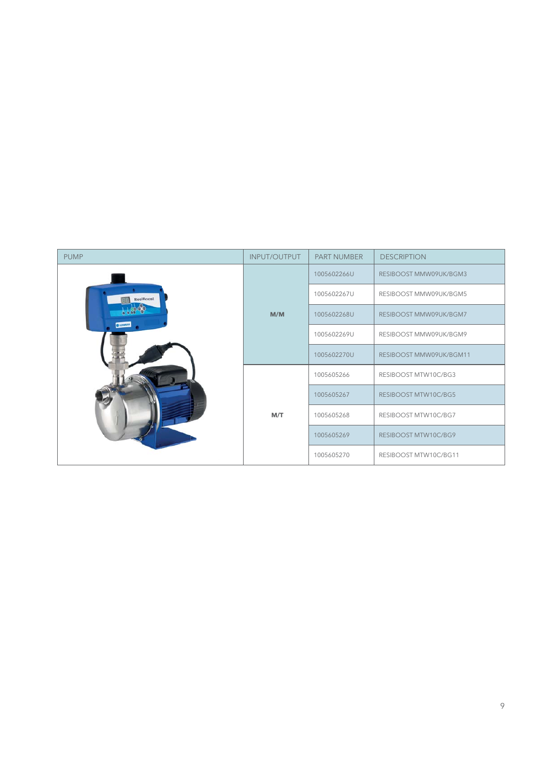| PUMP | INPUT/OUTPUT | PART NUMBER | DESCRIPTION |
|---|---|---|---|
| | **M/M** | 1005602266U | RESIBOOST MMW09UK/BGM3 |
| | | 1005602267U | RESIBOOST MMW09UK/BGM5 |
| | | 1005602268U | RESIBOOST MMW09UK/BGM7 |
| | | 1005602269U | RESIBOOST MMW09UK/BGM9 |
| | | 1005602270U | RESIBOOST MMW09UK/BGM11 |
| | **M/T** | 1005605266 | RESIBOOST MTW10C/BG3 |
| | | 1005605267 | RESIBOOST MTW10C/BG5 |
| | | 1005605268 | RESIBOOST MTW10C/BG7 |
| | | 1005605269 | RESIBOOST MTW10C/BG9 |
| | | 1005605270 | RESIBOOST MTW10C/BG11 |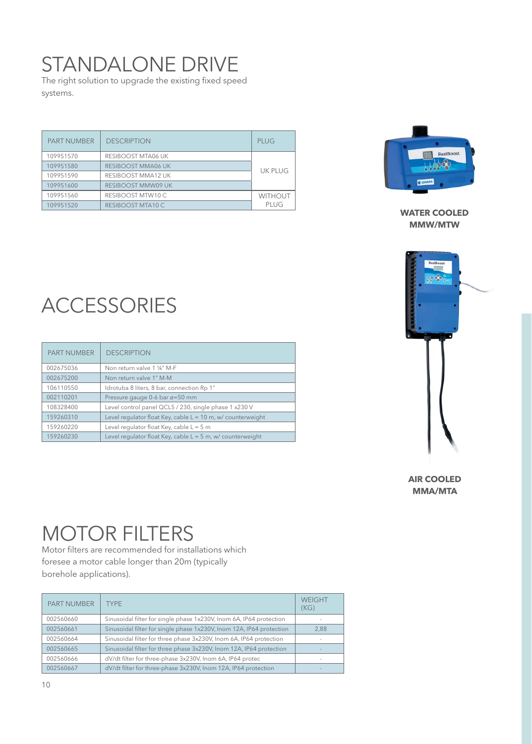# STANDALONE DRIVE

The right solution to upgrade the existing fixed speed systems.

| PART NUMBER | DESCRIPTION | PLUG |
|---|---|---|
| 109951570 | RESIBOOST MTA06 UK | UK PLUG |
| 109951580 | RESIBOOST MMA06 UK | |
| 109951590 | RESIBOOST MMA12 UK | |
| 109951600 | RESIBOOST MMW09 UK | |
| 109951560 | RESIBOOST MTW10 C | WITHOUT PLUG |
| 109951520 | RESIBOOST MTA10 C | |

**WATER COOLED MMW/MTW**

**AIR COOLED MMA/MTA**

# ACCESSORIES

| PART NUMBER | DESCRIPTION |
|---|---|
| 002675036 | Non return valve 1 ¼" M-F |
| 002675200 | Non return valve 1" M-M |
| 106110550 | Idrotuba 8 liters, 8 bar, connection Rp 1" |
| 002110201 | Pressure gauge 0-6 bar ø=50 mm |
| 108328400 | Level control panel QCL5 / 230, single phase 1 x230 V |
| 159260310 | Level regulator float Key, cable L = 10 m, w/ counterweight |
| 159260220 | Level regulator float Key, cable L = 5 m |
| 159260230 | Level regulator float Key, cable L = 5 m, w/ counterweight |

# MOTOR FILTERS

Motor filters are recommended for installations which foresee a motor cable longer than 20m (typically borehole applications).

| PART NUMBER | TYPE | WEIGHT (KG) |
|---|---|---|
| 002560660 | Sinusoidal filter for single phase 1x230V, Inom 6A, IP64 protection | - |
| 002560661 | Sinusoidal filter for single phase 1x230V, Inom 12A, IP64 protection | 2,88 |
| 002560664 | Sinusoidal filter for three phase 3x230V, Inom 6A, IP64 protection | - |
| 002560665 | Sinusoidal filter for three phase 3x230V, Inom 12A, IP64 protection | - |
| 002560666 | dV/dt filter for three-phase 3x230V, Inom 6A, IP64 protec | - |
| 002560667 | dV/dt filter for three-phase 3x230V, Inom 12A, IP64 protection | - |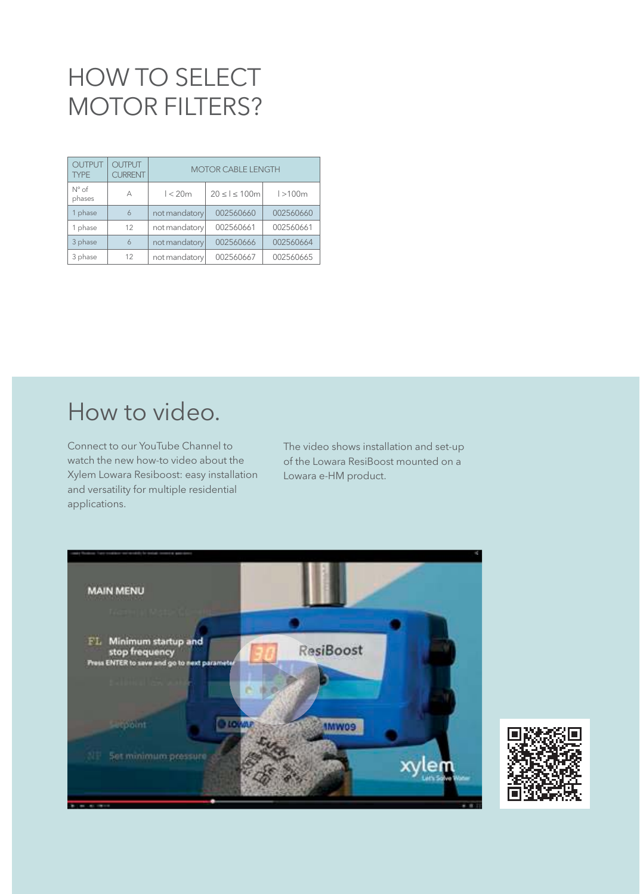# HOW TO SELECT MOTOR FILTERS?

| OUTPUT TYPE | OUTPUT CURRENT | MOTOR CABLE LENGTH | | |
|---|---|---|---|---|
| N° of phases | A | l < 20m | 20 ≤ l ≤ 100m | l >100m |
| 1 phase | 6 | not mandatory | 002560660 | 002560660 |
| 1 phase | 12 | not mandatory | 002560661 | 002560661 |
| 3 phase | 6 | not mandatory | 002560666 | 002560664 |
| 3 phase | 12 | not mandatory | 002560667 | 002560665 |

## How to video.

Connect to our YouTube Channel to watch the new how-to video about the Xylem Lowara Resiboost: easy installation and versatility for multiple residential applications.

The video shows installation and set-up of the Lowara ResiBoost mounted on a Lowara e-HM product.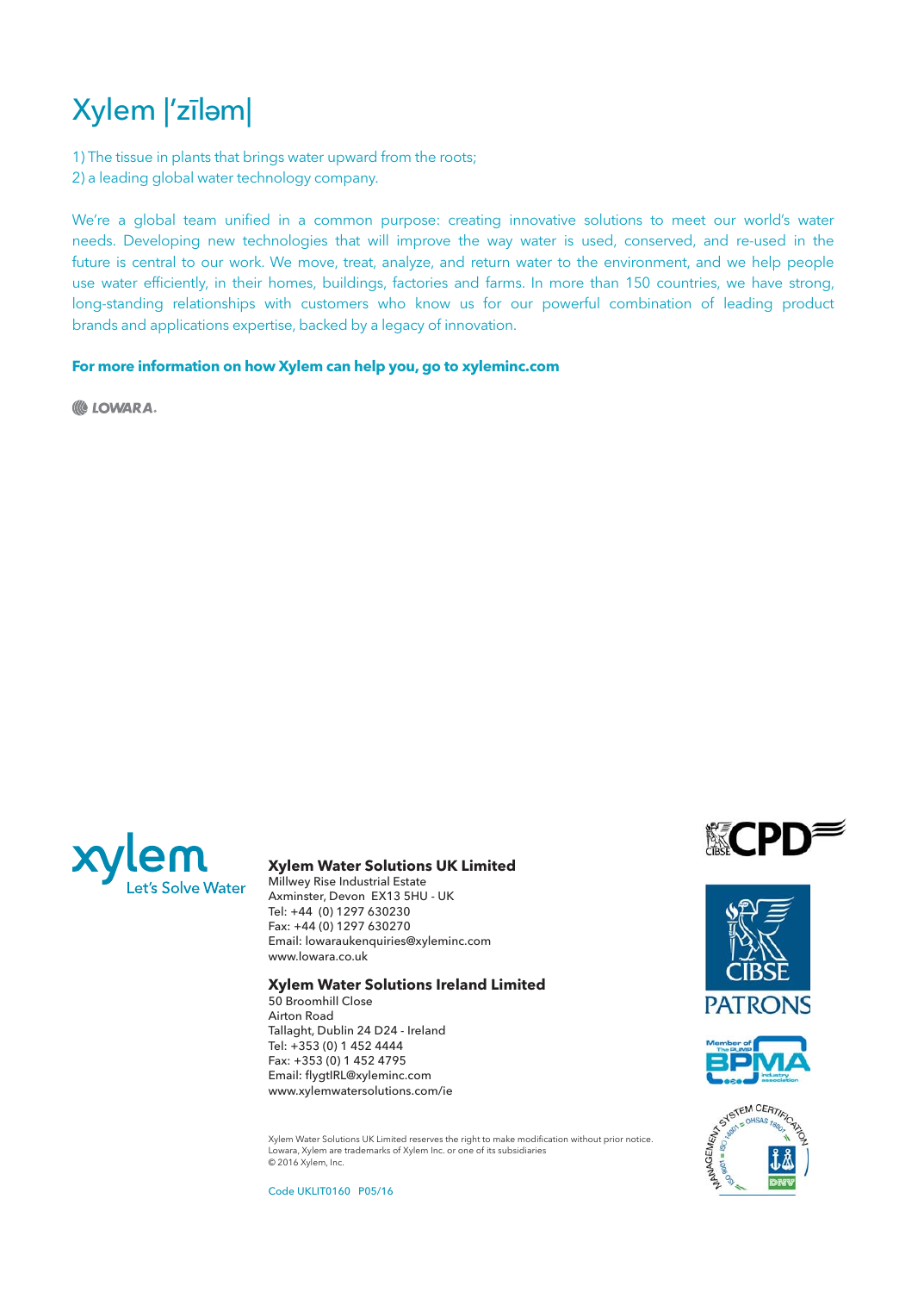# Xylem |'zīləm|

1) The tissue in plants that brings water upward from the roots;
2) a leading global water technology company.

We're a global team unified in a common purpose: creating innovative solutions to meet our world's water needs. Developing new technologies that will improve the way water is used, conserved, and re-used in the future is central to our work. We move, treat, analyze, and return water to the environment, and we help people use water efficiently, in their homes, buildings, factories and farms. In more than 150 countries, we have strong, long-standing relationships with customers who know us for our powerful combination of leading product brands and applications expertise, backed by a legacy of innovation.

**For more information on how Xylem can help you, go to xyleminc.com**

LOWARA

xylem
Let's Solve Water

**Xylem Water Solutions UK Limited**
Millwey Rise Industrial Estate
Axminster, Devon EX13 5HU - UK
Tel: +44 (0) 1297 630230
Fax: +44 (0) 1297 630270
Email: lowaraukenquiries@xyleminc.com
www.lowara.co.uk

**Xylem Water Solutions Ireland Limited**
50 Broomhill Close
Airton Road
Tallaght, Dublin 24 D24 - Ireland
Tel: +353 (0) 1 452 4444
Fax: +353 (0) 1 452 4795
Email: flygtIRL@xyleminc.com
www.xylemwatersolutions.com/ie

Xylem Water Solutions UK Limited reserves the right to make modification without prior notice.
Lowara, Xylem are trademarks of Xylem Inc. or one of its subsidiaries
© 2016 Xylem, Inc.

Code UKLIT0160 P05/16

CIBSE CPD

CIBSE PATRONS

Member of The Pump BPMA industry association

MANAGEMENT SYSTEM CERTIFICATION ISO 14001 = OHSAS 18001 = ISO 9001 DNV